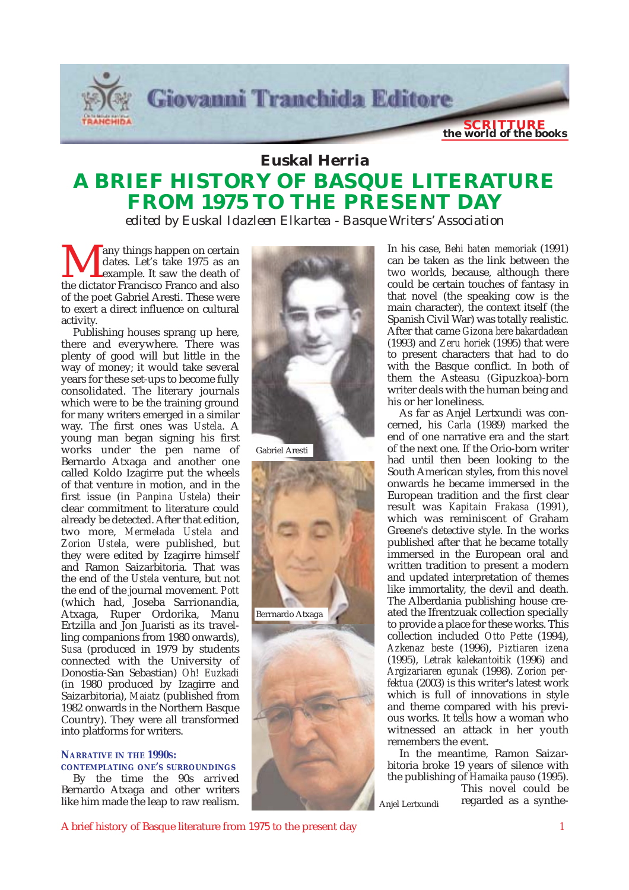# Euskal Herria

# A BRIEF HISTORY OF BASQUE LITERATURE FROM 1975 TO THE PRESENT DAY

*edited by Euskal Idazleen Elkartea - Basque Writers' Association*

Many things happen on certain dates. Let's take 1975 as an example. It saw the death of the dictator Francisco Franco and also of the poet Gabriel Aresti. These were to exert a direct influence on cultural activity.

Publishing houses sprang up here, there and everywhere. There was plenty of good will but little in the way of money; it would take several years for these set-ups to become fully consolidated. The literary journals which were to be the training ground for many writers emerged in a similar way. The first ones was *Ustela*. A young man began signing his first works under the pen name of Bernardo Atxaga and another one called Koldo Izagirre put the wheels of that venture in motion, and in the first issue (in *Panpina Ustela*) their clear commitment to literature could already be detected. After that edition, two more, *Mermelada Ustela* and *Zorion Ustela*, were published, but they were edited by Izagirre himself and Ramon Saizarbitoria. That was the end of the *Ustela* venture, but not the end of the journal movement. *Pott* (which had, Joseba Sarrionandia, Atxaga, Ruper Ordorika, Manu Ertzilla and Jon Juaristi as its travelling companions from 1980 onwards), *Susa* (produced in 1979 by students connected with the University of Donostia-San Sebastian) *Oh! Euzkadi* (in 1980 produced by Izagirre and Saizarbitoria), *Maiatz* (published from 1982 onwards in the Northern Basque Country). They were all transformed into platforms for writers.

Gabriel Aresti

Bernardo Atxaga

Anjel Lertxundi

### Narrative in the 1990s: contemplating one's surroundings

By the time the 90s arrived Bernardo Atxaga and other writers like him made the leap to raw realism. In his case, *Behi baten memoriak* (1991) can be taken as the link between the two worlds, because, although there could be certain touches of fantasy in that novel (the speaking cow is the main character), the context itself (the Spanish Civil War) was totally realistic. After that came *Gizona bere bakardadean* (1993) and *Zeru horiek* (1995) that were to present characters that had to do with the Basque conflict. In both of them the Asteasu (Gipuzkoa)-born writer deals with the human being and his or her loneliness.

As far as Anjel Lertxundi was concerned, his *Carla* (1989) marked the end of one narrative era and the start of the next one. If the Orio-born writer had until then been looking to the South American styles, from this novel onwards he became immersed in the European tradition and the first clear result was *Kapitain Frakasa* (1991), which was reminiscent of Graham Greene's detective style. In the works published after that he became totally immersed in the European oral and written tradition to present a modern and updated interpretation of themes like immortality, the devil and death. The Alberdania publishing house created the Ifrentzuak collection specially to provide a place for these works. This collection included *Otto Pette* (1994), *Azkenaz beste* (1996), *Piztiaren izena* (1995), *Letrak kalekantoitik* (1996) and *Argizariaren egunak* (1998). *Zorion perfektua* (2003) is this writer's latest work which is full of innovations in style and theme compared with his previous works. It tells how a woman who witnessed an attack in her youth remembers the event.

In the meantime, Ramon Saizarbitoria broke 19 years of silence with the publishing of *Hamaika pauso* (1995). This novel could be regarded as a synthe-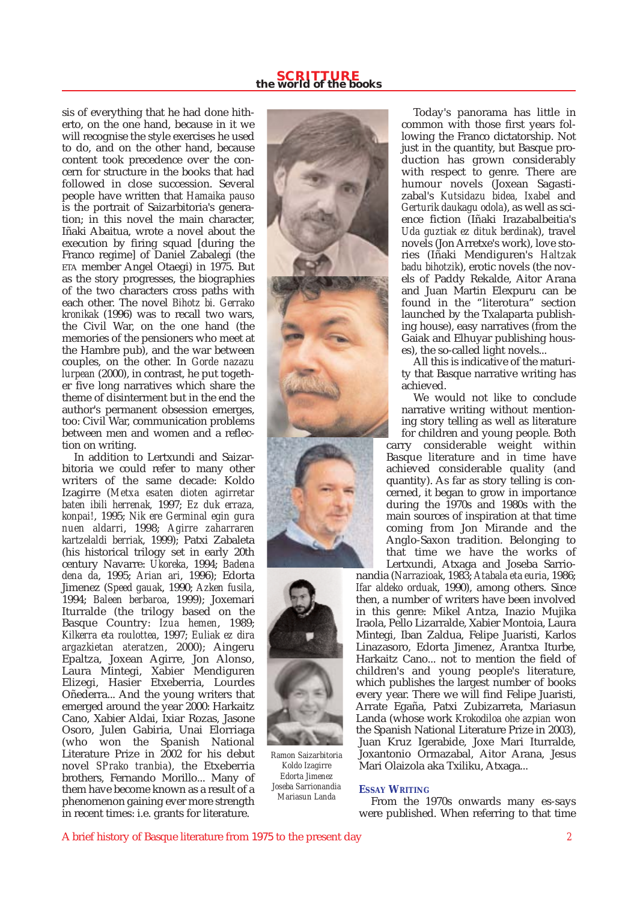sis of everything that he had done hitherto, on the one hand, because in it we will recognise the style exercises he used to do, and on the other hand, because content took precedence over the concern for structure in the books that had followed in close succession. Several people have written that *Hamaika pauso* is the portrait of Saizarbitoria's generation; in this novel the main character, Iñaki Abaitua, wrote a novel about the execution by firing squad [during the Franco regime] of Daniel Zabalegi (the ETA member Angel Otaegi) in 1975. But as the story progresses, the biographies of the two characters cross paths with each other. The novel *Bihotz bi. Gerrako kronikak* (1996) was to recall two wars, the Civil War, on the one hand (the memories of the pensioners who meet at the Hambre pub), and the war between couples, on the other. In *Gorde nazazu lurpean* (2000), in contrast, he put together five long narratives which share the theme of disinterment but in the end the author's permanent obsession emerges, too: Civil War, communication problems between men and women and a reflection on writing.

In addition to Lertxundi and Saizarbitoria we could refer to many other writers of the same decade: Koldo Izagirre (*Metxa esaten dioten agirretar baten ibili herrenak*, 1997; *Ez duk erraza, konpai!*, 1995; *Nik ere Germinal egin gura nuen aldarri*, 1998; *Agirre zaharraren kartzelaldi berriak*, 1999); Patxi Zabaleta (his historical trilogy set in early 20th century Navarre: *Ukoreka*, 1994; *Badena dena da*, 1995; *Arian ari*, 1996); Edorta Jimenez (*Speed gauak*, 1990; *Azken fusila*, 1994; *Baleen berbaroa*, 1999); Joxemari Iturralde (the trilogy based on the Basque Country: *Izua hemen*, 1989; *Kilkerra eta roulottea*, 1997; *Euliak ez dira argazkietan ateratzen*, 2000); Aingeru Epaltza, Joxean Agirre, Jon Alonso, Laura Mintegi, Xabier Mendiguren Elizegi, Hasier Etxeberria, Lourdes Oñederra... And the young writers that emerged around the year 2000: Harkaitz Cano, Xabier Aldai, Ixiar Rozas, Jasone Osoro, Julen Gabiria, Unai Elorriaga (who won the Spanish National Literature Prize in 2002 for his debut novel *SPrako tranbia*), the Etxeberria brothers, Fernando Morillo... Many of them have become known as a result of a phenomenon gaining ever more strength in recent times: i.e. grants for literature.

Ramon Saizarbitoria
Koldo Izagirre
Edorta Jimenez
Joseba Sarrionandia
Mariasun Landa

Today's panorama has little in common with those first years following the Franco dictatorship. Not just in the quantity, but Basque production has grown considerably with respect to genre. There are humour novels (Joxean Sagastizabal's *Kutsidazu bidea, Ixabel* and *Gerturik daukagu odola*), as well as science fiction (Iñaki Irazabalbeitia's *Uda guztiak ez dituk berdinak*), travel novels (Jon Arretxe's work), love stories (Iñaki Mendiguren's *Haltzak badu bihotzik*), erotic novels (the novels of Paddy Rekalde, Aitor Arana and Juan Martin Elexpuru can be found in the "literotura" section launched by the Txalaparta publishing house), easy narratives (from the Gaiak and Elhuyar publishing houses), the so-called light novels...

All this is indicative of the maturity that Basque narrative writing has achieved.

We would not like to conclude narrative writing without mentioning story telling as well as literature for children and young people. Both carry considerable weight within Basque literature and in time have achieved considerable quality (and quantity). As far as story telling is concerned, it began to grow in importance during the 1970s and 1980s with the main sources of inspiration at that time coming from Jon Mirande and the Anglo-Saxon tradition. Belonging to that time we have the works of Lertxundi, Atxaga and Joseba Sarrionandia (*Narrazioak*, 1983; *Atabala eta euria*, 1986; *Ifar aldeko orduak*, 1990), among others. Since then, a number of writers have been involved in this genre: Mikel Antza, Inazio Mujika Iraola, Pello Lizarralde, Xabier Montoia, Laura Mintegi, Iban Zaldua, Felipe Juaristi, Karlos Linazasoro, Edorta Jimenez, Arantxa Iturbe, Harkaitz Cano... not to mention the field of children's and young people's literature, which publishes the largest number of books every year. There we will find Felipe Juaristi, Arrate Egaña, Patxi Zubizarreta, Mariasun Landa (whose work *Krokodiloa ohe azpian* won the Spanish National Literature Prize in 2003), Juan Kruz Igerabide, Joxe Mari Iturralde, Joxantonio Ormazabal, Aitor Arana, Jesus Mari Olaizola aka Txiliku, Atxaga...

### Essay Writing

From the 1970s onwards many es-says were published. When referring to that time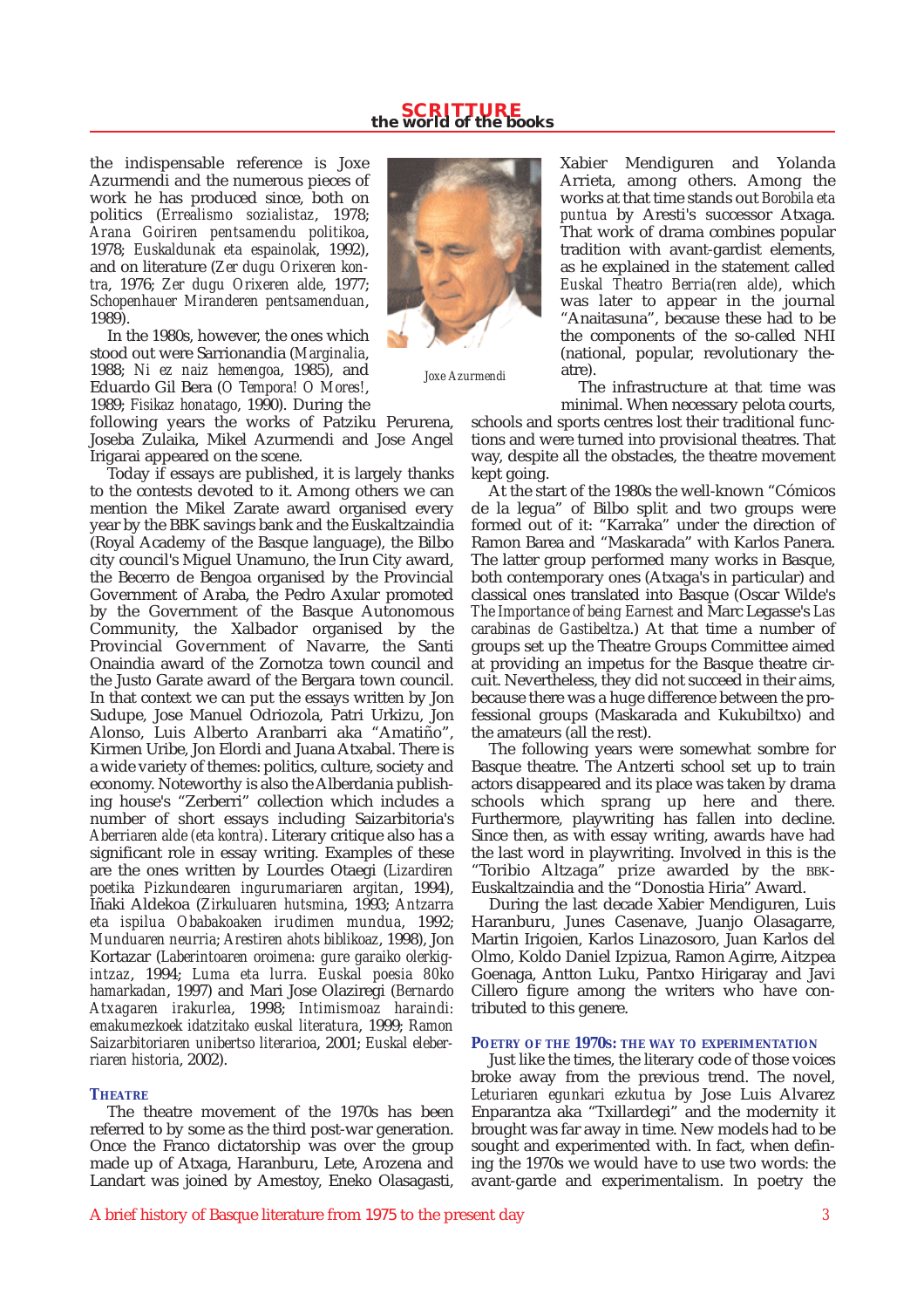the indispensable reference is Joxe Azurmendi and the numerous pieces of work he has produced since, both on politics (*Errealismo sozialistaz*, 1978; *Arana Goiriren pentsamendu politikoa*, 1978; *Euskaldunak eta espainolak*, 1992), and on literature (*Zer dugu Orixeren kontra*, 1976; *Zer dugu Orixeren alde*, 1977; *Schopenhauer Miranderen pentsamenduan*, 1989).

Joxe Azurmendi

In the 1980s, however, the ones which stood out were Sarrionandia (*Marginalia*, 1988; *Ni ez naiz hemengoa*, 1985), and Eduardo Gil Bera (*O Tempora! O Mores!*, 1989; *Fisikaz honatago*, 1990). During the following years the works of Patziku Perurena, Joseba Zulaika, Mikel Azurmendi and Jose Angel Irigarai appeared on the scene.

Today if essays are published, it is largely thanks to the contests devoted to it. Among others we can mention the Mikel Zarate award organised every year by the BBK savings bank and the Euskaltzaindia (Royal Academy of the Basque language), the Bilbo city council's Miguel Unamuno, the Irun City award, the Becerro de Bengoa organised by the Provincial Government of Araba, the Pedro Axular promoted by the Government of the Basque Autonomous Community, the Xalbador organised by the Provincial Government of Navarre, the Santi Onaindia award of the Zornotza town council and the Justo Garate award of the Bergara town council. In that context we can put the essays written by Jon Sudupe, Jose Manuel Odriozola, Patri Urkizu, Jon Alonso, Luis Alberto Aranbarri aka "Amatiño", Kirmen Uribe, Jon Elordi and Juana Atxabal. There is a wide variety of themes: politics, culture, society and economy. Noteworthy is also the Alberdania publishing house's "Zerberri" collection which includes a number of short essays including Saizarbitoria's *Aberriaren alde (eta kontra)*. Literary critique also has a significant role in essay writing. Examples of these are the ones written by Lourdes Otaegi (*Lizardiren poetika Pizkundearen ingurumariaren argitan*, 1994), Iñaki Aldekoa (*Zirkuluaren hutsmina*, 1993; *Antzarra eta ispilua Obabakoaken irudimen mundua*, 1992; *Munduaren neurria*; *Arestiren ahots biblikoaz*, 1998), Jon Kortazar (*Laberintoaren oroimena: gure garaiko olerkigintzaz*, 1994; *Luma eta lurra. Euskal poesia 80ko hamarkadan*, 1997) and Mari Jose Olaziregi (*Bernardo Atxagaren irakurlea*, 1998; *Intimismoaz haraindi: emakumezkoek idatzitako euskal literatura*, 1999; *Ramon Saizarbitoriaren unibertso literarioa*, 2001; *Euskal eleberriaren historia*, 2002).

## THEATRE

The theatre movement of the 1970s has been referred to by some as the third post-war generation. Once the Franco dictatorship was over the group made up of Atxaga, Haranburu, Lete, Arozena and Landart was joined by Amestoy, Eneko Olasagasti, Xabier Mendiguren and Yolanda Arrieta, among others. Among the works at that time stands out *Borobila eta puntua* by Aresti's successor Atxaga. That work of drama combines popular tradition with avant-gardist elements, as he explained in the statement called *Euskal Theatro Berria(ren alde)*, which was later to appear in the journal "Anaitasuna", because these had to be the components of the so-called NHI (national, popular, revolutionary theatre).

The infrastructure at that time was minimal. When necessary pelota courts, schools and sports centres lost their traditional functions and were turned into provisional theatres. That way, despite all the obstacles, the theatre movement kept going.

At the start of the 1980s the well-known "Cómicos de la legua" of Bilbo split and two groups were formed out of it: "Karraka" under the direction of Ramon Barea and "Maskarada" with Karlos Panera. The latter group performed many works in Basque, both contemporary ones (Atxaga's in particular) and classical ones translated into Basque (Oscar Wilde's *The Importance of being Earnest* and Marc Legasse's *Las carabinas de Gastibeltza*.) At that time a number of groups set up the Theatre Groups Committee aimed at providing an impetus for the Basque theatre circuit. Nevertheless, they did not succeed in their aims, because there was a huge difference between the professional groups (Maskarada and Kukubiltxo) and the amateurs (all the rest).

The following years were somewhat sombre for Basque theatre. The Antzerti school set up to train actors disappeared and its place was taken by drama schools which sprang up here and there. Furthermore, playwriting has fallen into decline. Since then, as with essay writing, awards have had the last word in playwriting. Involved in this is the "Toribio Altzaga" prize awarded by the BBK-Euskaltzaindia and the "Donostia Hiria" Award.

During the last decade Xabier Mendiguren, Luis Haranburu, Junes Casenave, Juanjo Olasagarre, Martin Irigoien, Karlos Linazosoro, Juan Karlos del Olmo, Koldo Daniel Izpizua, Ramon Agirre, Aitzpea Goenaga, Antton Luku, Pantxo Hirigaray and Javi Cillero figure among the writers who have contributed to this genere.

## POETRY OF THE 1970S: THE WAY TO EXPERIMENTATION

Just like the times, the literary code of those voices broke away from the previous trend. The novel, *Leturiaren egunkari ezkutua* by Jose Luis Alvarez Enparantza aka "Txillardegi" and the modernity it brought was far away in time. New models had to be sought and experimented with. In fact, when defining the 1970s we would have to use two words: the avant-garde and experimentalism. In poetry the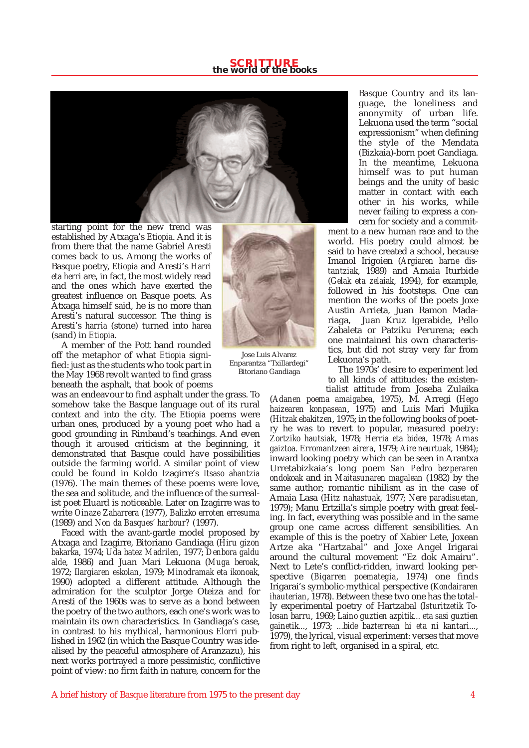starting point for the new trend was established by Atxaga's *Etiopia*. And it is from there that the name Gabriel Aresti comes back to us. Among the works of Basque poetry, *Etiopia* and Aresti's *Harri eta herri* are, in fact, the most widely read and the ones which have exerted the greatest influence on Basque poets. As Atxaga himself said, he is no more than Aresti's natural successor. The thing is Aresti's *harria* (stone) turned into *harea* (sand) in *Etiopia*.

A member of the Pott band rounded off the metaphor of what *Etiopia* signified: just as the students who took part in the May 1968 revolt wanted to find grass beneath the asphalt, that book of poems was an endeavour to find asphalt under the grass. To somehow take the Basque language out of its rural context and into the city. The *Etiopia* poems were urban ones, produced by a young poet who had a good grounding in Rimbaud's teachings. And even though it aroused criticism at the beginning, it demonstrated that Basque could have possibilities outside the farming world. A similar point of view could be found in Koldo Izagirre's *Itsaso ahantzia* (1976). The main themes of these poems were love, the sea and solitude, and the influence of the surrealist poet Eluard is noticeable. Later on Izagirre was to write *Oinaze Zaharrera* (1977), *Balizko erroten erresuma* (1989) and *Non da Basques' harbour?* (1997).

Jose Luis Alvarez Enparantza "Txillardegi"
Bitoriano Gandiaga

Faced with the avant-garde model proposed by Atxaga and Izagirre, Bitoriano Gandiaga (*Hiru gizon bakarka*, 1974; *Uda batez Madrilen*, 1977; *Denbora galdu alde*, 1986) and Juan Mari Lekuona (*Muga beroak*, 1972; *Ilargiaren eskolan*, 1979; *Minodramak eta ikonoak*, 1990) adopted a different attitude. Although the admiration for the sculptor Jorge Oteiza and for Aresti of the 1960s was to serve as a bond between the poetry of the two authors, each one's work was to maintain its own characteristics. In Gandiaga's case, in contrast to his mythical, harmonious *Elorri* published in 1962 (in which the Basque Country was idealised by the peaceful atmosphere of Aranzazu), his next works portrayed a more pessimistic, conflictive point of view: no firm faith in nature, concern for the Basque Country and its language, the loneliness and anonymity of urban life. Lekuona used the term "social expressionism" when defining the style of the Mendata (Bizkaia)-born poet Gandiaga. In the meantime, Lekuona himself was to put human beings and the unity of basic matter in contact with each other in his works, while never failing to express a concern for society and a commitment to a new human race and to the world. His poetry could almost be said to have created a school, because Imanol Irigoien (*Argiaren barne distantziak*, 1989) and Amaia Iturbide (*Gelak eta zelaiak*, 1994), for example, followed in his footsteps. One can mention the works of the poets Joxe Austin Arrieta, Juan Ramon Madariaga, Juan Kruz Igerabide, Pello Zabaleta or Patziku Perurena; each one maintained his own characteristics, but did not stray very far from Lekuona's path.

The 1970s' desire to experiment led to all kinds of attitudes: the existentialist attitude from Joseba Zulaika (*Adanen poema amaigabea*, 1975), M. Arregi (*Hego haizearen konpasean*, 1975) and Luis Mari Mujika (*Hitzak ebakitzen*, 1975; in the following books of poetry he was to revert to popular, measured poetry: *Zortziko hautsiak*, 1978; *Herria eta bidea*, 1978; *Arnas gaiztoa. Erromantzeen airera*, 1979; *Aire neurtuak*, 1984); inward looking poetry which can be seen in Arantxa Urretabizkaia's long poem *San Pedro bezperaren ondokoak* and in *Maitasunaren magalean* (1982) by the same author; romantic nihilism as in the case of Amaia Lasa (*Hitz nahastuak*, 1977; *Nere paradisuetan*, 1979); Manu Ertzilla's simple poetry with great feeling. In fact, everything was possible and in the same group one came across different sensibilities. An example of this is the poetry of Xabier Lete, Joxean Artze aka "Hartzabal" and Joxe Angel Irigarai around the cultural movement "Ez dok Amairu". Next to Lete's conflict-ridden, inward looking perspective (*Bigarren poemategia*, 1974) one finds Irigarai's symbolic-mythical perspective (*Kondairaren ihauterian*, 1978). Between these two one has the totally experimental poetry of Hartzabal (*Isturitzetik Tolosan barru*, 1969; *Laino guztien azpitik... eta sasi guztien gainetik...*, 1973; *...bide bazterrean hi eta ni kantari...*, 1979), the lyrical, visual experiment: verses that move from right to left, organised in a spiral, etc.